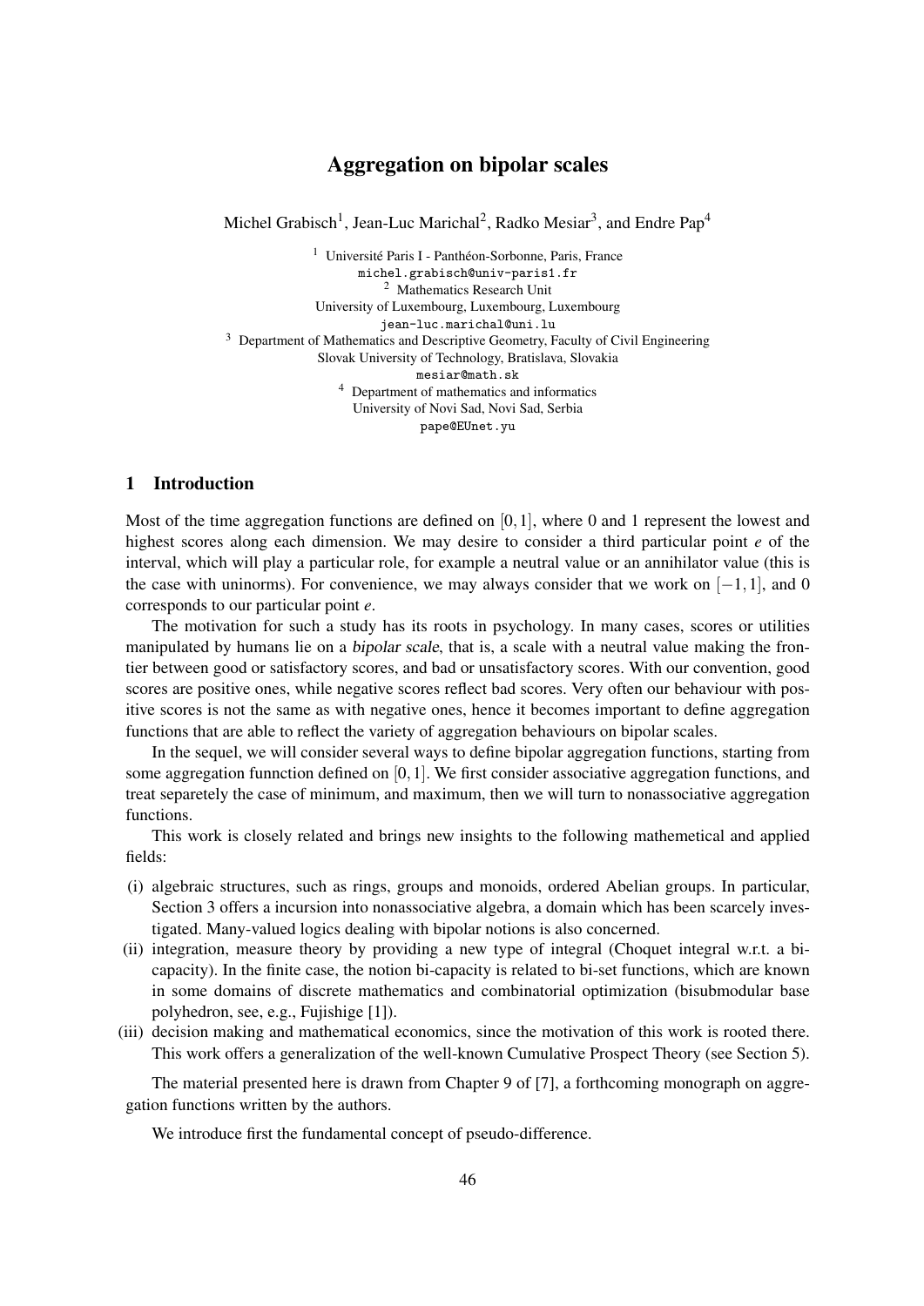# Aggregation on bipolar scales

Michel Grabisch[1], Jean-Luc Marichal[2], Radko Mesiar[3], and Endre Pap[4]

[1] Université Paris I - Panthéon-Sorbonne, Paris, France
michel.grabisch@univ-paris1.fr
[2] Mathematics Research Unit
University of Luxembourg, Luxembourg, Luxembourg
jean-luc.marichal@uni.lu
[3] Department of Mathematics and Descriptive Geometry, Faculty of Civil Engineering
Slovak University of Technology, Bratislava, Slovakia
mesiar@math.sk
[4] Department of mathematics and informatics
University of Novi Sad, Novi Sad, Serbia
pape@EUnet.yu

## 1 Introduction

Most of the time aggregation functions are defined on $[0,1]$, where 0 and 1 represent the lowest and highest scores along each dimension. We may desire to consider a third particular point $e$ of the interval, which will play a particular role, for example a neutral value or an annihilator value (this is the case with uninorms). For convenience, we may always consider that we work on $[-1,1]$, and 0 corresponds to our particular point $e$.

The motivation for such a study has its roots in psychology. In many cases, scores or utilities manipulated by humans lie on a *bipolar scale*, that is, a scale with a neutral value making the frontier between good or satisfactory scores, and bad or unsatisfactory scores. With our convention, good scores are positive ones, while negative scores reflect bad scores. Very often our behaviour with positive scores is not the same as with negative ones, hence it becomes important to define aggregation functions that are able to reflect the variety of aggregation behaviours on bipolar scales.

In the sequel, we will consider several ways to define bipolar aggregation functions, starting from some aggregation funnction defined on $[0,1]$. We first consider associative aggregation functions, and treat separetely the case of minimum, and maximum, then we will turn to nonassociative aggregation functions.

This work is closely related and brings new insights to the following mathemetical and applied fields:

(i) algebraic structures, such as rings, groups and monoids, ordered Abelian groups. In particular, Section 3 offers a incursion into nonassociative algebra, a domain which has been scarcely investigated. Many-valued logics dealing with bipolar notions is also concerned.
(ii) integration, measure theory by providing a new type of integral (Choquet integral w.r.t. a bi-capacity). In the finite case, the notion bi-capacity is related to bi-set functions, which are known in some domains of discrete mathematics and combinatorial optimization (bisubmodular base polyhedron, see, e.g., Fujishige [1]).
(iii) decision making and mathematical economics, since the motivation of this work is rooted there. This work offers a generalization of the well-known Cumulative Prospect Theory (see Section 5).

The material presented here is drawn from Chapter 9 of [7], a forthcoming monograph on aggregation functions written by the authors.

We introduce first the fundamental concept of pseudo-difference.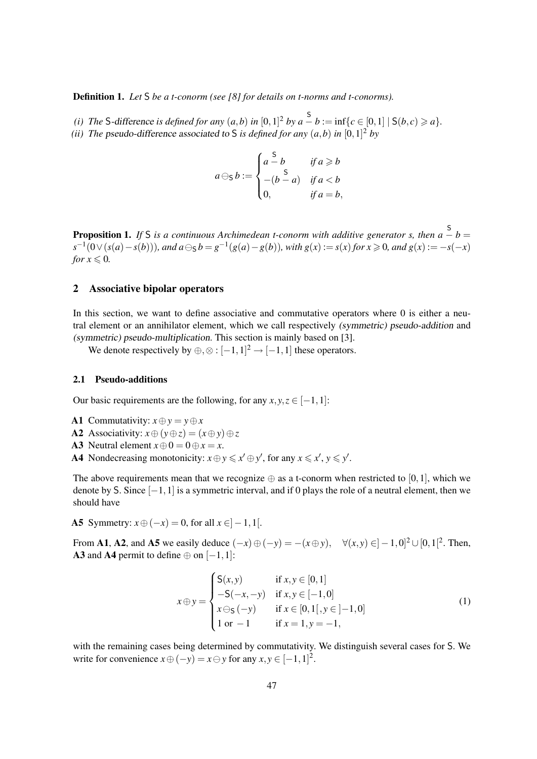**Definition 1.** *Let* $\mathsf{S}$ *be a t-conorm (see [8] for details on t-norms and t-conorms).*

*(i) The* $\mathsf{S}$-difference *is defined for any* $(a,b)$ *in* $[0,1]^2$ *by* $a \overset{\mathsf{S}}{-} b := \inf\{c \in [0,1] \mid \mathsf{S}(b,c) \geqslant a\}$.

*(ii) The* pseudo-difference associated to $\mathsf{S}$ *is defined for any* $(a,b)$ *in* $[0,1]^2$ *by*

$$a \ominus_{\mathsf{S}} b := \begin{cases} a \overset{\mathsf{S}}{-} b & \text{if } a \geqslant b \\ -(b \overset{\mathsf{S}}{-} a) & \text{if } a < b \\ 0, & \text{if } a = b, \end{cases}$$

**Proposition 1.** *If* $\mathsf{S}$ *is a continuous Archimedean t-conorm with additive generator* $s$*, then* $a \overset{\mathsf{S}}{-} b = s^{-1}(0 \vee (s(a) - s(b)))$*, and* $a \ominus_{\mathsf{S}} b = g^{-1}(g(a) - g(b))$*, with* $g(x) := s(x)$ *for* $x \geqslant 0$*, and* $g(x) := -s(-x)$ *for* $x \leqslant 0$*.*

## 2 Associative bipolar operators

In this section, we want to define associative and commutative operators where 0 is either a neutral element or an annihilator element, which we call respectively *(symmetric) pseudo-addition* and *(symmetric) pseudo-multiplication*. This section is mainly based on [3].

We denote respectively by $\oplus, \otimes : [-1,1]^2 \to [-1,1]$ these operators.

### 2.1 Pseudo-additions

Our basic requirements are the following, for any $x, y, z \in [-1,1]$:

**A1** Commutativity: $x \oplus y = y \oplus x$

**A2** Associativity: $x \oplus (y \oplus z) = (x \oplus y) \oplus z$

**A3** Neutral element $x \oplus 0 = 0 \oplus x = x$.

**A4** Nondecreasing monotonicity: $x \oplus y \leqslant x' \oplus y'$, for any $x \leqslant x'$, $y \leqslant y'$.

The above requirements mean that we recognize $\oplus$ as a t-conorm when restricted to $[0,1]$, which we denote by $\mathsf{S}$. Since $[-1,1]$ is a symmetric interval, and if 0 plays the role of a neutral element, then we should have

**A5** Symmetry: $x \oplus (-x) = 0$, for all $x \in ]-1,1[$.

From **A1**, **A2**, and **A5** we easily deduce $(-x) \oplus (-y) = -(x \oplus y), \quad \forall (x,y) \in ]-1,0]^2 \cup [0,1[^2$. Then, **A3** and **A4** permit to define $\oplus$ on $[-1,1]$:

$$x \oplus y = \begin{cases} \mathsf{S}(x,y) & \text{if } x, y \in [0,1] \\ -\mathsf{S}(-x,-y) & \text{if } x, y \in [-1,0] \\ x \ominus_{\mathsf{S}} (-y) & \text{if } x \in [0,1[, y \in ]-1,0] \\ 1 \text{ or } -1 & \text{if } x = 1, y = -1, \end{cases} \tag{1}$$

with the remaining cases being determined by commutativity. We distinguish several cases for $\mathsf{S}$. We write for convenience $x \oplus (-y) = x \ominus y$ for any $x, y \in [-1,1]^2$.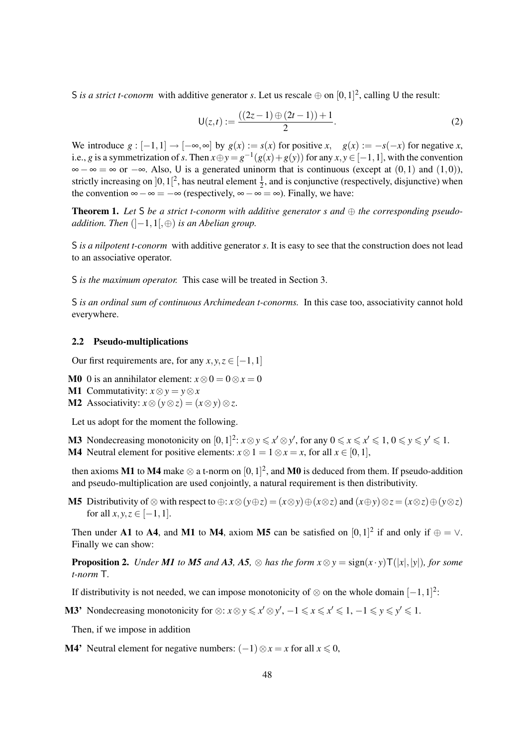$\mathsf{S}$ *is a strict t-conorm* with additive generator $s$. Let us rescale $\oplus$ on $[0,1]^2$, calling $\mathsf{U}$ the result:

$$\mathsf{U}(z,t) := \frac{((2z-1)\oplus(2t-1))+1}{2}. \tag{2}$$

We introduce $g : [-1,1] \to [-\infty,\infty]$ by $g(x) := s(x)$ for positive $x$, $\quad g(x) := -s(-x)$ for negative $x$, i.e., $g$ is a symmetrization of $s$. Then $x \oplus y = g^{-1}(g(x)+g(y))$ for any $x,y \in [-1,1]$, with the convention $\infty - \infty = \infty$ or $-\infty$. Also, $\mathsf{U}$ is a generated uninorm that is continuous (except at $(0,1)$ and $(1,0)$), strictly increasing on $]0,1[^2$, has neutral element $\frac{1}{2}$, and is conjunctive (respectively, disjunctive) when the convention $\infty - \infty = -\infty$ (respectively, $\infty - \infty = \infty$). Finally, we have:

**Theorem 1.** *Let $\mathsf{S}$ be a strict t-conorm with additive generator $s$ and $\oplus$ the corresponding pseudo-addition. Then $(]-1,1[,\oplus)$ is an Abelian group.*

$\mathsf{S}$ *is a nilpotent t-conorm* with additive generator $s$. It is easy to see that the construction does not lead to an associative operator.

$\mathsf{S}$ *is the maximum operator.* This case will be treated in Section 3.

$\mathsf{S}$ *is an ordinal sum of continuous Archimedean t-conorms.* In this case too, associativity cannot hold everywhere.

### 2.2 Pseudo-multiplications

Our first requirements are, for any $x,y,z \in [-1,1]$

**M0** 0 is an annihilator element: $x \otimes 0 = 0 \otimes x = 0$

**M1** Commutativity: $x \otimes y = y \otimes x$

**M2** Associativity: $x \otimes (y \otimes z) = (x \otimes y) \otimes z$.

Let us adopt for the moment the following.

**M3** Nondecreasing monotonicity on $[0,1]^2$: $x \otimes y \leqslant x' \otimes y'$, for any $0 \leqslant x \leqslant x' \leqslant 1$, $0 \leqslant y \leqslant y' \leqslant 1$.

**M4** Neutral element for positive elements: $x \otimes 1 = 1 \otimes x = x$, for all $x \in [0,1]$,

then axioms **M1** to **M4** make $\otimes$ a t-norm on $[0,1]^2$, and **M0** is deduced from them. If pseudo-addition and pseudo-multiplication are used conjointly, a natural requirement is then distributivity.

**M5** Distributivity of $\otimes$ with respect to $\oplus$: $x \otimes (y \oplus z) = (x \otimes y) \oplus (x \otimes z)$ and $(x \oplus y) \otimes z = (x \otimes z) \oplus (y \otimes z)$ for all $x,y,z \in [-1,1]$.

Then under **A1** to **A4**, and **M1** to **M4**, axiom **M5** can be satisfied on $[0,1]^2$ if and only if $\oplus = \vee$. Finally we can show:

**Proposition 2.** *Under **M1** to **M5** and **A3**, **A5**, $\otimes$ has the form $x \otimes y = \mathrm{sign}(x \cdot y)\mathsf{T}(|x|,|y|)$, for some t-norm $\mathsf{T}$.*

If distributivity is not needed, we can impose monotonicity of $\otimes$ on the whole domain $[-1,1]^2$:

**M3'** Nondecreasing monotonicity for $\otimes$: $x \otimes y \leqslant x' \otimes y'$, $-1 \leqslant x \leqslant x' \leqslant 1$, $-1 \leqslant y \leqslant y' \leqslant 1$.

Then, if we impose in addition

**M4'** Neutral element for negative numbers: $(-1) \otimes x = x$ for all $x \leqslant 0$,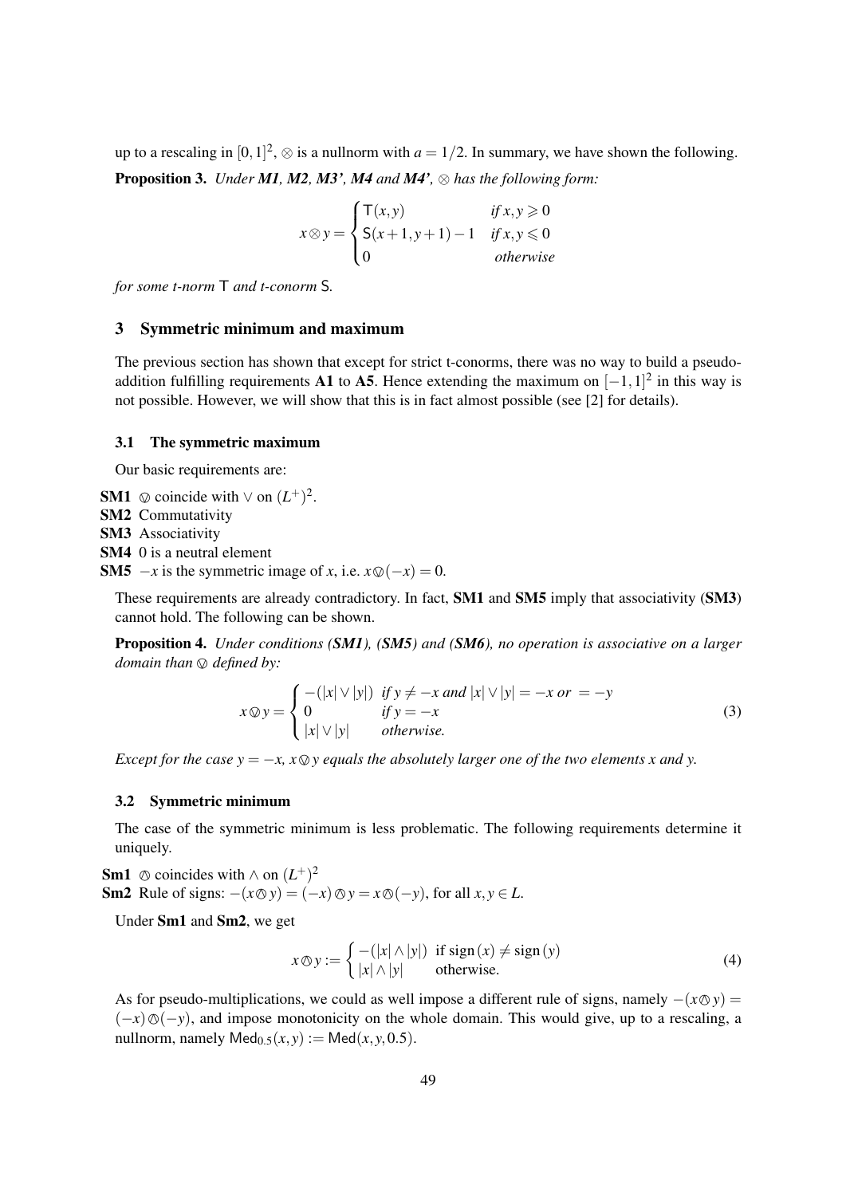up to a rescaling in $[0,1]^2$, $\otimes$ is a nullnorm with $a = 1/2$. In summary, we have shown the following.

**Proposition 3.** *Under **M1**, **M2**, **M3'**, **M4** and **M4'**, $\otimes$ has the following form:*

$$x \otimes y = \begin{cases} \mathsf{T}(x,y) & \text{if } x, y \geqslant 0 \\ \mathsf{S}(x+1, y+1) - 1 & \text{if } x, y \leqslant 0 \\ 0 & \text{otherwise} \end{cases}$$

*for some t-norm* $\mathsf{T}$ *and t-conorm* $\mathsf{S}$.

## 3 Symmetric minimum and maximum

The previous section has shown that except for strict t-conorms, there was no way to build a pseudo-addition fulfilling requirements **A1** to **A5**. Hence extending the maximum on $[-1,1]^2$ in this way is not possible. However, we will show that this is in fact almost possible (see [2] for details).

### 3.1 The symmetric maximum

Our basic requirements are:

**SM1** $\varovee$ coincide with $\vee$ on $(L^+)^2$.
**SM2** Commutativity
**SM3** Associativity
**SM4** 0 is a neutral element
**SM5** $-x$ is the symmetric image of $x$, i.e. $x \varovee (-x) = 0$.

These requirements are already contradictory. In fact, **SM1** and **SM5** imply that associativity (**SM3**) cannot hold. The following can be shown.

**Proposition 4.** *Under conditions (**SM1**), (**SM5**) and (**SM6**), no operation is associative on a larger domain than $\varovee$ defined by:*

$$x \varovee y = \begin{cases} -(|x| \vee |y|) & \text{if } y \neq -x \text{ and } |x| \vee |y| = -x \text{ or } = -y \\ 0 & \text{if } y = -x \\ |x| \vee |y| & \text{otherwise.} \end{cases} \tag{3}$$

*Except for the case $y = -x$, $x \varovee y$ equals the absolutely larger one of the two elements $x$ and $y$.*

### 3.2 Symmetric minimum

The case of the symmetric minimum is less problematic. The following requirements determine it uniquely.

**Sm1** $\varowedge$ coincides with $\wedge$ on $(L^+)^2$
**Sm2** Rule of signs: $-(x \varowedge y) = (-x) \varowedge y = x \varowedge (-y)$, for all $x, y \in L$.

Under **Sm1** and **Sm2**, we get

$$x \varowedge y := \begin{cases} -(|x| \wedge |y|) & \text{if } \operatorname{sign}(x) \neq \operatorname{sign}(y) \\ |x| \wedge |y| & \text{otherwise.} \end{cases} \tag{4}$$

As for pseudo-multiplications, we could as well impose a different rule of signs, namely $-(x \varowedge y) = (-x) \varowedge (-y)$, and impose monotonicity on the whole domain. This would give, up to a rescaling, a nullnorm, namely $\mathsf{Med}_{0.5}(x,y) := \mathsf{Med}(x, y, 0.5)$.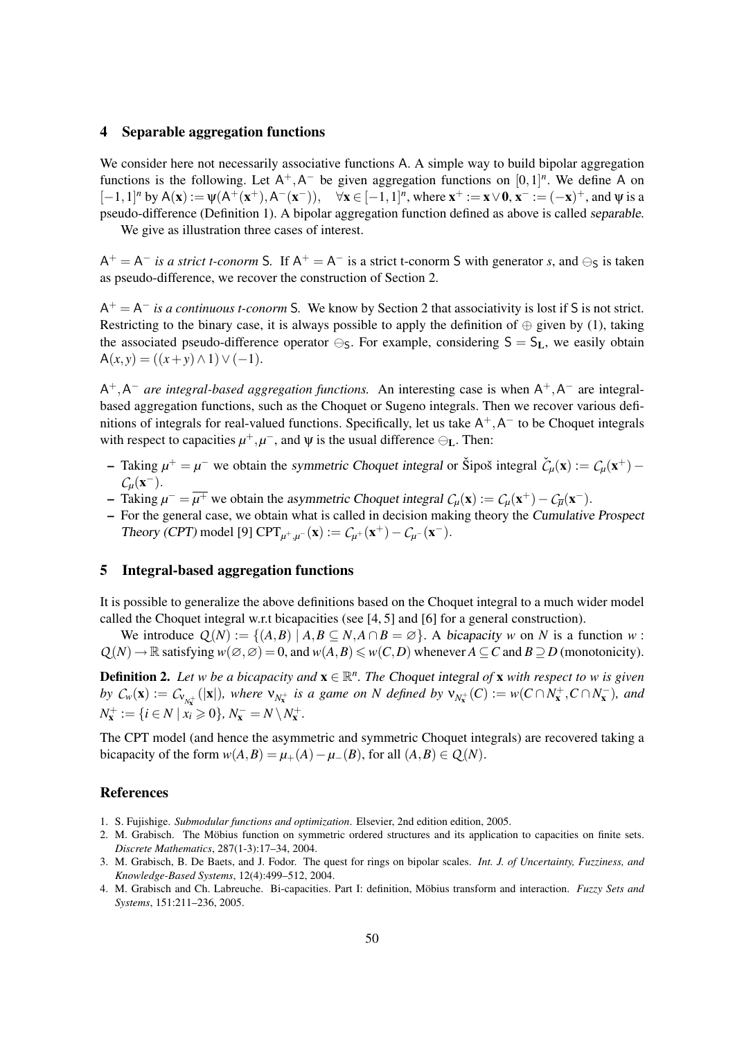## 4 Separable aggregation functions

We consider here not necessarily associative functions $\mathsf{A}$. A simple way to build bipolar aggregation functions is the following. Let $\mathsf{A}^+, \mathsf{A}^-$ be given aggregation functions on $[0,1]^n$. We define $\mathsf{A}$ on $[-1,1]^n$ by $\mathsf{A}(\mathbf{x}) := \psi(\mathsf{A}^+(\mathbf{x}^+), \mathsf{A}^-(\mathbf{x}^-)), \quad \forall \mathbf{x} \in [-1,1]^n$, where $\mathbf{x}^+ := \mathbf{x} \vee \mathbf{0}$, $\mathbf{x}^- := (-\mathbf{x})^+$, and $\psi$ is a pseudo-difference (Definition 1). A bipolar aggregation function defined as above is called *separable*.

We give as illustration three cases of interest.

$\mathsf{A}^+ = \mathsf{A}^-$ *is a strict t-conorm* $\mathsf{S}$. If $\mathsf{A}^+ = \mathsf{A}^-$ is a strict t-conorm $\mathsf{S}$ with generator $s$, and $\ominus_{\mathsf{S}}$ is taken as pseudo-difference, we recover the construction of Section 2.

$\mathsf{A}^+ = \mathsf{A}^-$ *is a continuous t-conorm* $\mathsf{S}$. We know by Section 2 that associativity is lost if $\mathsf{S}$ is not strict. Restricting to the binary case, it is always possible to apply the definition of $\oplus$ given by (1), taking the associated pseudo-difference operator $\ominus_{\mathsf{S}}$. For example, considering $\mathsf{S} = \mathsf{S}_{\mathbf{L}}$, we easily obtain $\mathsf{A}(x,y) = ((x+y) \wedge 1) \vee (-1)$.

$\mathsf{A}^+, \mathsf{A}^-$ *are integral-based aggregation functions.* An interesting case is when $\mathsf{A}^+, \mathsf{A}^-$ are integral-based aggregation functions, such as the Choquet or Sugeno integrals. Then we recover various definitions of integrals for real-valued functions. Specifically, let us take $\mathsf{A}^+, \mathsf{A}^-$ to be Choquet integrals with respect to capacities $\mu^+, \mu^-$, and $\psi$ is the usual difference $\ominus_{\mathbf{L}}$. Then:

- Taking $\mu^+ = \mu^-$ we obtain the *symmetric Choquet integral* or Šipoš integral $\check{\mathcal{C}}_\mu(\mathbf{x}) := \mathcal{C}_\mu(\mathbf{x}^+) - \mathcal{C}_\mu(\mathbf{x}^-)$.
- Taking $\mu^- = \overline{\mu^+}$ we obtain the *asymmetric Choquet integral* $\mathcal{C}_\mu(\mathbf{x}) := \mathcal{C}_\mu(\mathbf{x}^+) - \mathcal{C}_{\overline{\mu}}(\mathbf{x}^-)$.
- For the general case, we obtain what is called in decision making theory the *Cumulative Prospect Theory (CPT)* model [9] $\mathrm{CPT}_{\mu^+,\mu^-}(\mathbf{x}) := \mathcal{C}_{\mu^+}(\mathbf{x}^+) - \mathcal{C}_{\mu^-}(\mathbf{x}^-)$.

## 5 Integral-based aggregation functions

It is possible to generalize the above definitions based on the Choquet integral to a much wider model called the Choquet integral w.r.t bicapacities (see [4, 5] and [6] for a general construction).

We introduce $\mathcal{Q}(N) := \{(A,B) \mid A,B \subseteq N, A \cap B = \varnothing\}$. A *bicapacity* $w$ on $N$ is a function $w : \mathcal{Q}(N) \to \mathbb{R}$ satisfying $w(\varnothing,\varnothing) = 0$, and $w(A,B) \leqslant w(C,D)$ whenever $A \subseteq C$ and $B \supseteq D$ (monotonicity).

**Definition 2.** *Let $w$ be a bicapacity and $\mathbf{x} \in \mathbb{R}^n$. The Choquet integral of $\mathbf{x}$ with respect to $w$ is given by $\mathcal{C}_w(\mathbf{x}) := \mathcal{C}_{\nu_{N_{\mathbf{x}}^+}}(|\mathbf{x}|)$, where $\nu_{N_{\mathbf{x}}^+}$ is a game on $N$ defined by $\nu_{N_{\mathbf{x}}^+}(C) := w(C \cap N_{\mathbf{x}}^+, C \cap N_{\mathbf{x}}^-)$, and $N_{\mathbf{x}}^+ := \{i \in N \mid x_i \geqslant 0\}$, $N_{\mathbf{x}}^- = N \setminus N_{\mathbf{x}}^+$.*

The CPT model (and hence the asymmetric and symmetric Choquet integrals) are recovered taking a bicapacity of the form $w(A,B) = \mu_+(A) - \mu_-(B)$, for all $(A,B) \in \mathcal{Q}(N)$.

## References

1. S. Fujishige. *Submodular functions and optimization*. Elsevier, 2nd edition edition, 2005.
2. M. Grabisch. The Möbius function on symmetric ordered structures and its application to capacities on finite sets. *Discrete Mathematics*, 287(1-3):17–34, 2004.
3. M. Grabisch, B. De Baets, and J. Fodor. The quest for rings on bipolar scales. *Int. J. of Uncertainty, Fuzziness, and Knowledge-Based Systems*, 12(4):499–512, 2004.
4. M. Grabisch and Ch. Labreuche. Bi-capacities. Part I: definition, Möbius transform and interaction. *Fuzzy Sets and Systems*, 151:211–236, 2005.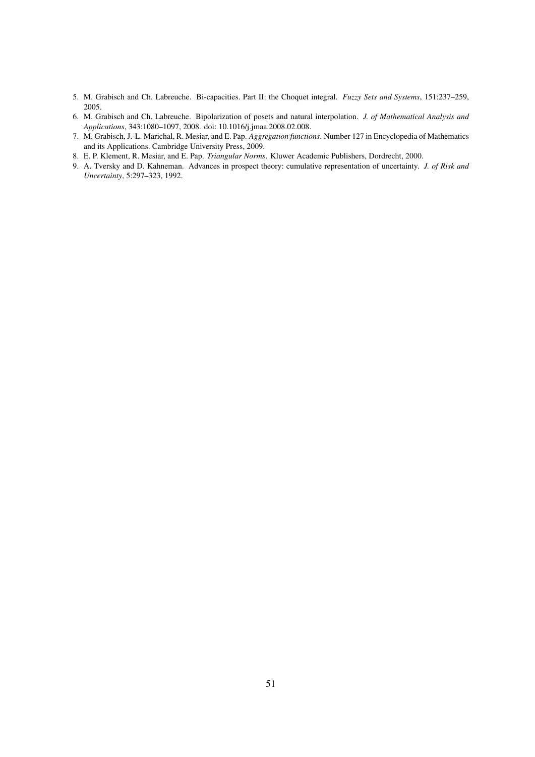5. M. Grabisch and Ch. Labreuche. Bi-capacities. Part II: the Choquet integral. *Fuzzy Sets and Systems*, 151:237–259, 2005.
6. M. Grabisch and Ch. Labreuche. Bipolarization of posets and natural interpolation. *J. of Mathematical Analysis and Applications*, 343:1080–1097, 2008. doi: 10.1016/j.jmaa.2008.02.008.
7. M. Grabisch, J.-L. Marichal, R. Mesiar, and E. Pap. *Aggregation functions*. Number 127 in Encyclopedia of Mathematics and its Applications. Cambridge University Press, 2009.
8. E. P. Klement, R. Mesiar, and E. Pap. *Triangular Norms*. Kluwer Academic Publishers, Dordrecht, 2000.
9. A. Tversky and D. Kahneman. Advances in prospect theory: cumulative representation of uncertainty. *J. of Risk and Uncertainty*, 5:297–323, 1992.